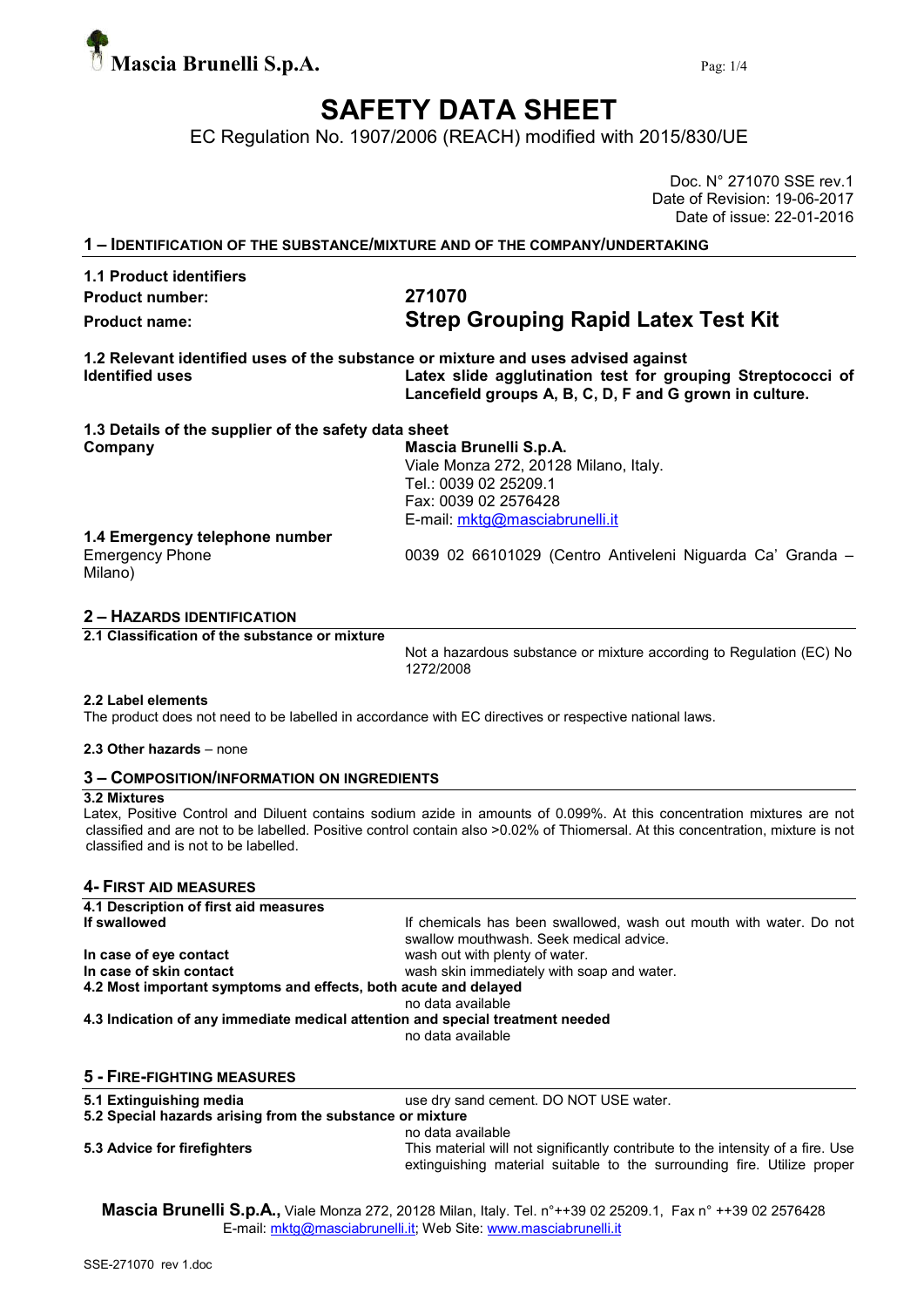Mascia Brunelli S.p.A.

# SAFETY DATA SHEET

EC Regulation No. 1907/2006 (REACH) modified with 2015/830/UE

Doc. N° 271070 SSE rev.1
Date of Revision: 19-06-2017
Date of issue: 22-01-2016

## 1 – IDENTIFICATION OF THE SUBSTANCE/MIXTURE AND OF THE COMPANY/UNDERTAKING

**1.1 Product identifiers**

**Product number:** **271070**

**Product name:** **Strep Grouping Rapid Latex Test Kit**

**1.2 Relevant identified uses of the substance or mixture and uses advised against**

**Identified uses** — **Latex slide agglutination test for grouping Streptococci of Lancefield groups A, B, C, D, F and G grown in culture.**

**1.3 Details of the supplier of the safety data sheet**

**Company** — **Mascia Brunelli S.p.A.**
Viale Monza 272, 20128 Milano, Italy.
Tel.: 0039 02 25209.1
Fax: 0039 02 2576428
E-mail: mktg@masciabrunelli.it

**1.4 Emergency telephone number**

Emergency Phone — 0039 02 66101029 (Centro Antiveleni Niguarda Ca' Granda – Milano)

## 2 – HAZARDS IDENTIFICATION

**2.1 Classification of the substance or mixture**

Not a hazardous substance or mixture according to Regulation (EC) No 1272/2008

**2.2 Label elements**

The product does not need to be labelled in accordance with EC directives or respective national laws.

**2.3 Other hazards** – none

## 3 – COMPOSITION/INFORMATION ON INGREDIENTS

**3.2 Mixtures**

Latex, Positive Control and Diluent contains sodium azide in amounts of 0.099%. At this concentration mixtures are not classified and are not to be labelled. Positive control contain also >0.02% of Thiomersal. At this concentration, mixture is not classified and is not to be labelled.

## 4- FIRST AID MEASURES

**4.1 Description of first aid measures**

**If swallowed** — If chemicals has been swallowed, wash out mouth with water. Do not swallow mouthwash. Seek medical advice.

**In case of eye contact** — wash out with plenty of water.

**In case of skin contact** — wash skin immediately with soap and water.

**4.2 Most important symptoms and effects, both acute and delayed**

no data available

**4.3 Indication of any immediate medical attention and special treatment needed**

no data available

## 5 - FIRE-FIGHTING MEASURES

**5.1 Extinguishing media** — use dry sand cement. DO NOT USE water.

**5.2 Special hazards arising from the substance or mixture**

no data available

**5.3 Advice for firefighters** — This material will not significantly contribute to the intensity of a fire. Use extinguishing material suitable to the surrounding fire. Utilize proper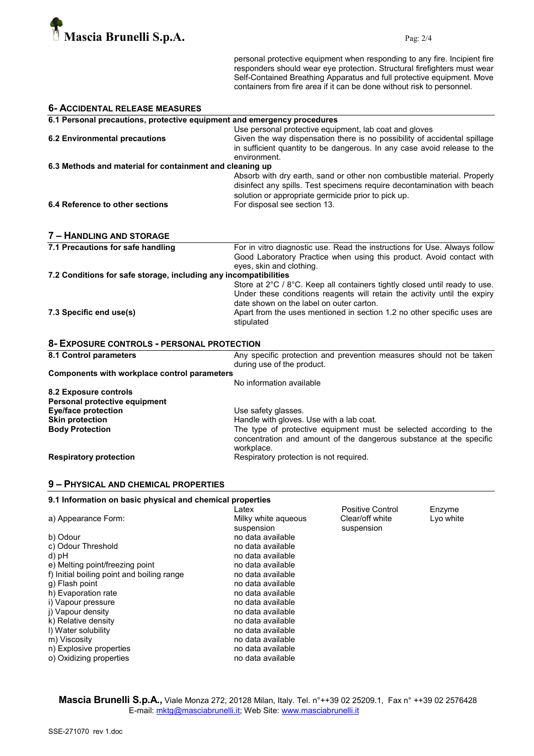personal protective equipment when responding to any fire. Incipient fire responders should wear eye protection. Structural firefighters must wear Self-Contained Breathing Apparatus and full protective equipment. Move containers from fire area if it can be done without risk to personnel.

## 6- ACCIDENTAL RELEASE MEASURES

**6.1 Personal precautions, protective equipment and emergency procedures**

Use personal protective equipment, lab coat and gloves

**6.2 Environmental precautions**

Given the way dispensation there is no possibility of accidental spillage in sufficient quantity to be dangerous. In any case avoid release to the environment.

**6.3 Methods and material for containment and cleaning up**

Absorb with dry earth, sand or other non combustible material. Properly disinfect any spills. Test specimens require decontamination with beach solution or appropriate germicide prior to pick up.

**6.4 Reference to other sections**

For disposal see section 13.

## 7 – HANDLING AND STORAGE

**7.1 Precautions for safe handling**

For in vitro diagnostic use. Read the instructions for Use. Always follow Good Laboratory Practice when using this product. Avoid contact with eyes, skin and clothing.

**7.2 Conditions for safe storage, including any incompatibilities**

Store at 2°C / 8°C. Keep all containers tightly closed until ready to use. Under these conditions reagents will retain the activity until the expiry date shown on the label on outer carton.

**7.3 Specific end use(s)**

Apart from the uses mentioned in section 1.2 no other specific uses are stipulated

## 8- EXPOSURE CONTROLS - PERSONAL PROTECTION

**8.1 Control parameters**

Any specific protection and prevention measures should not be taken during use of the product.

**Components with workplace control parameters**

No information available

**8.2 Exposure controls**

**Personal protective equipment**

**Eye/face protection**: Use safety glasses.

**Skin protection**: Handle with gloves. Use with a lab coat.

**Body Protection**: The type of protective equipment must be selected according to the concentration and amount of the dangerous substance at the specific workplace.

**Respiratory protection**: Respiratory protection is not required.

## 9 – PHYSICAL AND CHEMICAL PROPERTIES

**9.1 Information on basic physical and chemical properties**

| | Latex | Positive Control | Enzyme |
|---|---|---|---|
| a) Appearance Form: | Milky white aqueous suspension | Clear/off white suspension | Lyo white |
| b) Odour | no data available | | |
| c) Odour Threshold | no data available | | |
| d) pH | no data available | | |
| e) Melting point/freezing point | no data available | | |
| f) Initial boiling point and boiling range | no data available | | |
| g) Flash point | no data available | | |
| h) Evaporation rate | no data available | | |
| i) Vapour pressure | no data available | | |
| j) Vapour density | no data available | | |
| k) Relative density | no data available | | |
| l) Water solubility | no data available | | |
| m) Viscosity | no data available | | |
| n) Explosive properties | no data available | | |
| o) Oxidizing properties | no data available | | |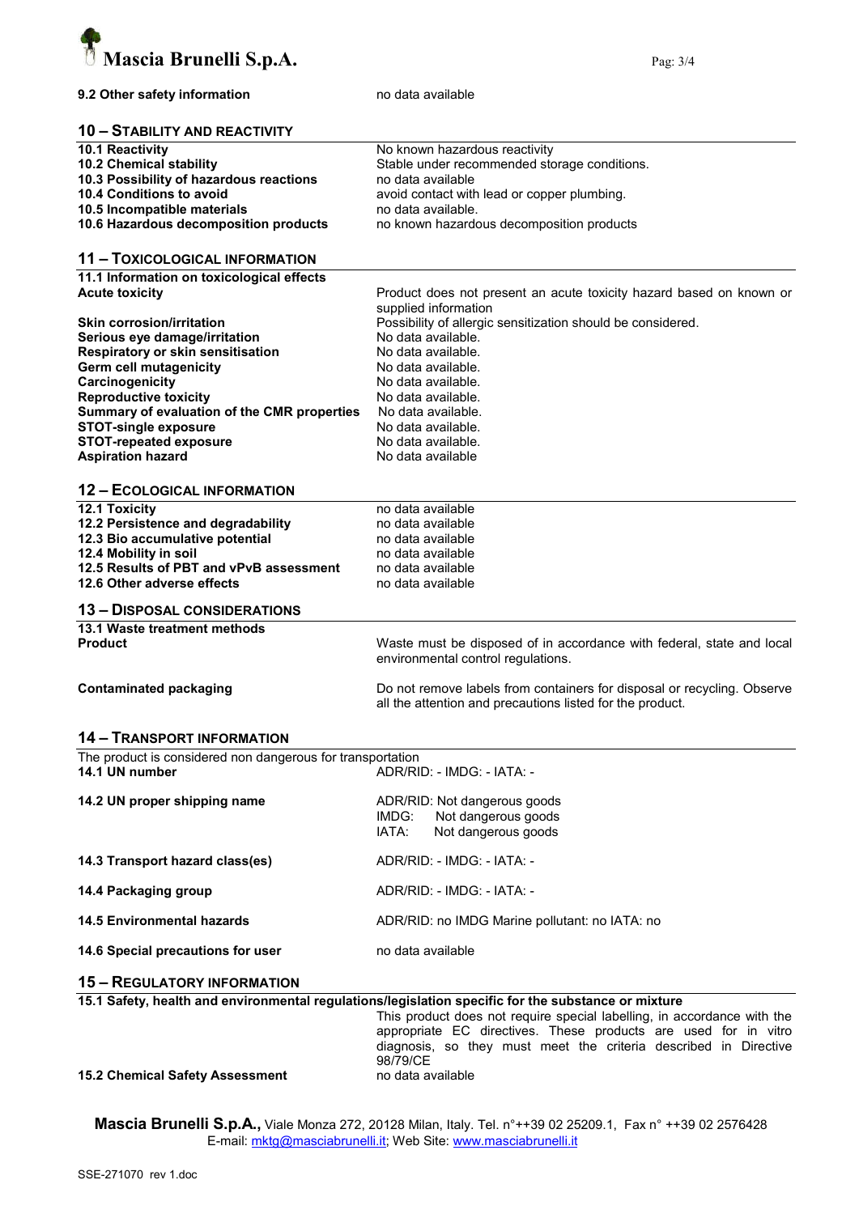| | |
|---|---|
| **9.2 Other safety information** | no data available |

## 10 – STABILITY AND REACTIVITY

| | |
|---|---|
| **10.1 Reactivity** | No known hazardous reactivity |
| **10.2 Chemical stability** | Stable under recommended storage conditions. |
| **10.3 Possibility of hazardous reactions** | no data available |
| **10.4 Conditions to avoid** | avoid contact with lead or copper plumbing. |
| **10.5 Incompatible materials** | no data available. |
| **10.6 Hazardous decomposition products** | no known hazardous decomposition products |

## 11 – TOXICOLOGICAL INFORMATION

| | |
|---|---|
| **11.1 Information on toxicological effects** | |
| **Acute toxicity** | Product does not present an acute toxicity hazard based on known or supplied information |
| **Skin corrosion/irritation** | Possibility of allergic sensitization should be considered. |
| **Serious eye damage/irritation** | No data available. |
| **Respiratory or skin sensitisation** | No data available. |
| **Germ cell mutagenicity** | No data available. |
| **Carcinogenicity** | No data available. |
| **Reproductive toxicity** | No data available. |
| **Summary of evaluation of the CMR properties** | No data available. |
| **STOT-single exposure** | No data available. |
| **STOT-repeated exposure** | No data available. |
| **Aspiration hazard** | No data available |

## 12 – ECOLOGICAL INFORMATION

| | |
|---|---|
| **12.1 Toxicity** | no data available |
| **12.2 Persistence and degradability** | no data available |
| **12.3 Bio accumulative potential** | no data available |
| **12.4 Mobility in soil** | no data available |
| **12.5 Results of PBT and vPvB assessment** | no data available |
| **12.6 Other adverse effects** | no data available |

## 13 – DISPOSAL CONSIDERATIONS

| | |
|---|---|
| **13.1 Waste treatment methods** | |
| **Product** | Waste must be disposed of in accordance with federal, state and local environmental control regulations. |
| **Contaminated packaging** | Do not remove labels from containers for disposal or recycling. Observe all the attention and precautions listed for the product. |

## 14 – TRANSPORT INFORMATION

The product is considered non dangerous for transportation

| | |
|---|---|
| **14.1 UN number** | ADR/RID: - IMDG: - IATA: - |
| **14.2 UN proper shipping name** | ADR/RID: Not dangerous goods<br>IMDG: Not dangerous goods<br>IATA: Not dangerous goods |
| **14.3 Transport hazard class(es)** | ADR/RID: - IMDG: - IATA: - |
| **14.4 Packaging group** | ADR/RID: - IMDG: - IATA: - |
| **14.5 Environmental hazards** | ADR/RID: no IMDG Marine pollutant: no IATA: no |
| **14.6 Special precautions for user** | no data available |

## 15 – REGULATORY INFORMATION

**15.1 Safety, health and environmental regulations/legislation specific for the substance or mixture**

This product does not require special labelling, in accordance with the appropriate EC directives. These products are used for in vitro diagnosis, so they must meet the criteria described in Directive 98/79/CE

| | |
|---|---|
| **15.2 Chemical Safety Assessment** | no data available |

**Mascia Brunelli S.p.A.,** Viale Monza 272, 20128 Milan, Italy. Tel. n°++39 02 25209.1, Fax n° ++39 02 2576428
E-mail: mktg@masciabrunelli.it; Web Site: www.masciabrunelli.it

SSE-271070 rev 1.doc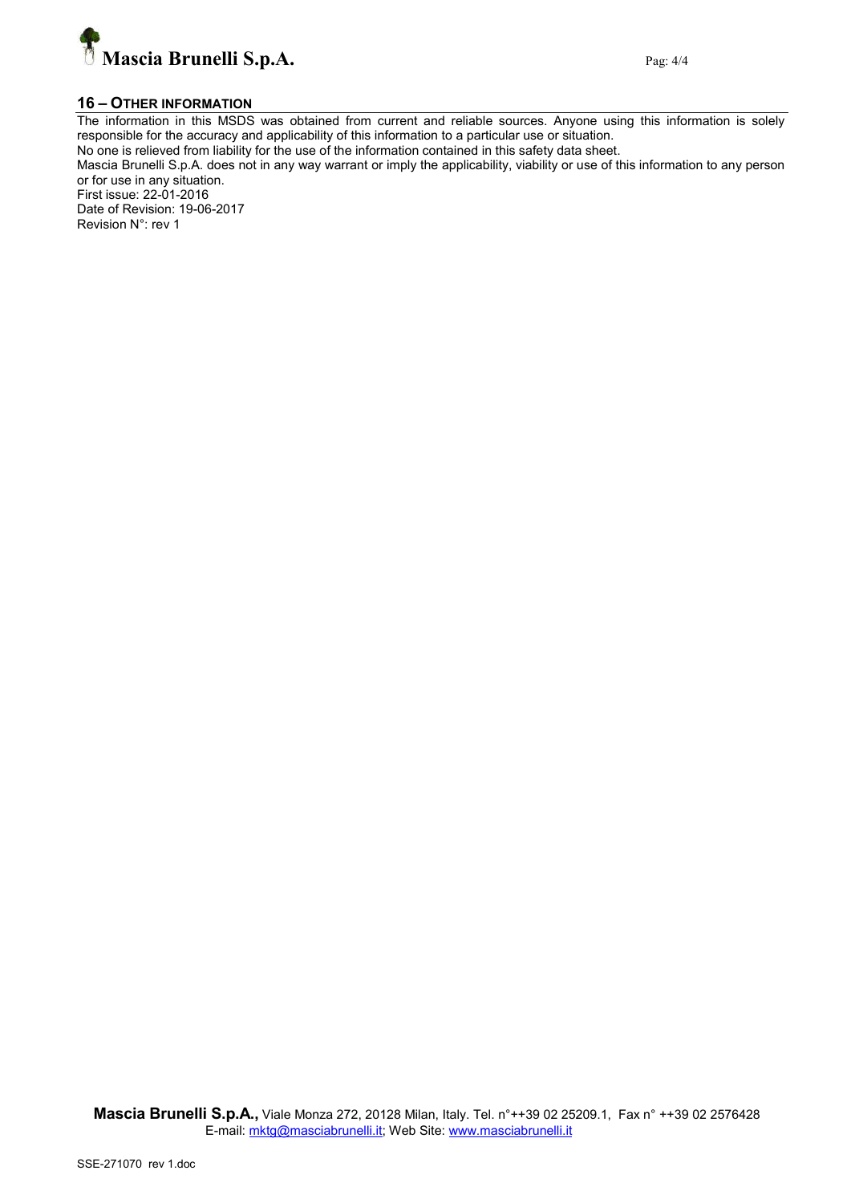## 16 – OTHER INFORMATION

The information in this MSDS was obtained from current and reliable sources. Anyone using this information is solely responsible for the accuracy and applicability of this information to a particular use or situation.
No one is relieved from liability for the use of the information contained in this safety data sheet.
Mascia Brunelli S.p.A. does not in any way warrant or imply the applicability, viability or use of this information to any person or for use in any situation.
First issue: 22-01-2016
Date of Revision: 19-06-2017
Revision N°: rev 1